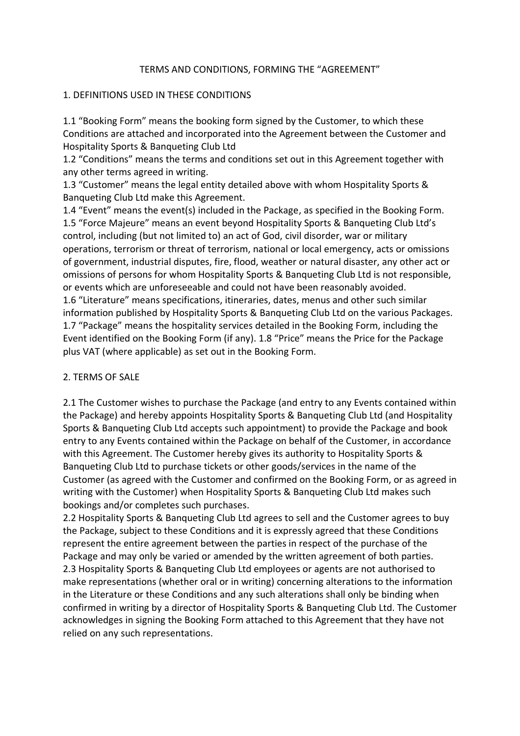# TERMS AND CONDITIONS, FORMING THE "AGREEMENT"

## 1. DEFINITIONS USED IN THESE CONDITIONS

1.1 "Booking Form" means the booking form signed by the Customer, to which these Conditions are attached and incorporated into the Agreement between the Customer and Hospitality Sports & Banqueting Club Ltd

1.2 "Conditions" means the terms and conditions set out in this Agreement together with any other terms agreed in writing.

1.3 "Customer" means the legal entity detailed above with whom Hospitality Sports & Banqueting Club Ltd make this Agreement.

1.4 "Event" means the event(s) included in the Package, as specified in the Booking Form.

1.5 "Force Majeure" means an event beyond Hospitality Sports & Banqueting Club Ltd's control, including (but not limited to) an act of God, civil disorder, war or military operations, terrorism or threat of terrorism, national or local emergency, acts or omissions of government, industrial disputes, fire, flood, weather or natural disaster, any other act or omissions of persons for whom Hospitality Sports & Banqueting Club Ltd is not responsible, or events which are unforeseeable and could not have been reasonably avoided.

1.6 "Literature" means specifications, itineraries, dates, menus and other such similar information published by Hospitality Sports & Banqueting Club Ltd on the various Packages.

1.7 "Package" means the hospitality services detailed in the Booking Form, including the Event identified on the Booking Form (if any). 1.8 "Price" means the Price for the Package plus VAT (where applicable) as set out in the Booking Form.

## 2. TERMS OF SALE

2.1 The Customer wishes to purchase the Package (and entry to any Events contained within the Package) and hereby appoints Hospitality Sports & Banqueting Club Ltd (and Hospitality Sports & Banqueting Club Ltd accepts such appointment) to provide the Package and book entry to any Events contained within the Package on behalf of the Customer, in accordance with this Agreement. The Customer hereby gives its authority to Hospitality Sports & Banqueting Club Ltd to purchase tickets or other goods/services in the name of the Customer (as agreed with the Customer and confirmed on the Booking Form, or as agreed in writing with the Customer) when Hospitality Sports & Banqueting Club Ltd makes such bookings and/or completes such purchases.

2.2 Hospitality Sports & Banqueting Club Ltd agrees to sell and the Customer agrees to buy the Package, subject to these Conditions and it is expressly agreed that these Conditions represent the entire agreement between the parties in respect of the purchase of the Package and may only be varied or amended by the written agreement of both parties.

2.3 Hospitality Sports & Banqueting Club Ltd employees or agents are not authorised to make representations (whether oral or in writing) concerning alterations to the information in the Literature or these Conditions and any such alterations shall only be binding when confirmed in writing by a director of Hospitality Sports & Banqueting Club Ltd. The Customer acknowledges in signing the Booking Form attached to this Agreement that they have not relied on any such representations.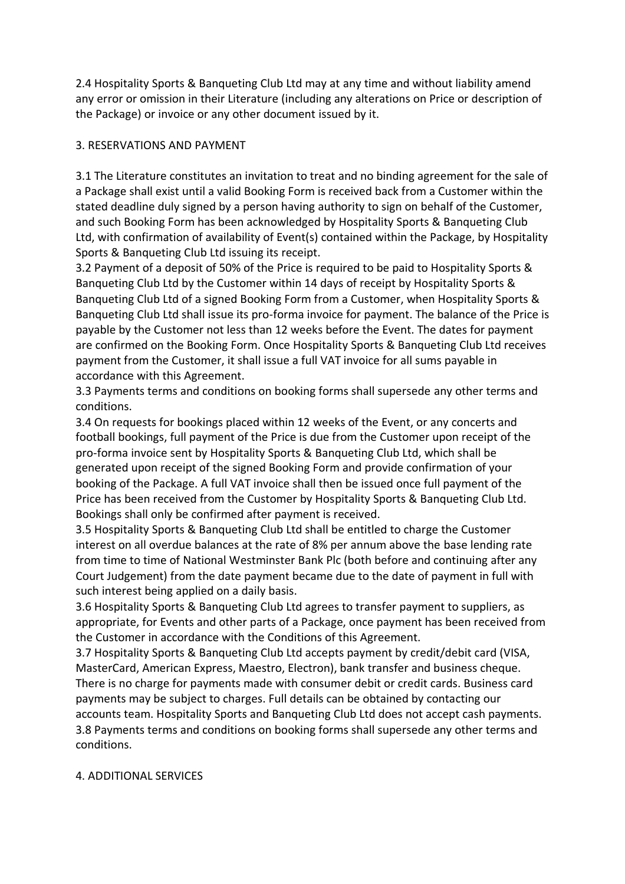2.4 Hospitality Sports & Banqueting Club Ltd may at any time and without liability amend any error or omission in their Literature (including any alterations on Price or description of the Package) or invoice or any other document issued by it.

## 3. RESERVATIONS AND PAYMENT

3.1 The Literature constitutes an invitation to treat and no binding agreement for the sale of a Package shall exist until a valid Booking Form is received back from a Customer within the stated deadline duly signed by a person having authority to sign on behalf of the Customer, and such Booking Form has been acknowledged by Hospitality Sports & Banqueting Club Ltd, with confirmation of availability of Event(s) contained within the Package, by Hospitality Sports & Banqueting Club Ltd issuing its receipt.

3.2 Payment of a deposit of 50% of the Price is required to be paid to Hospitality Sports & Banqueting Club Ltd by the Customer within 14 days of receipt by Hospitality Sports & Banqueting Club Ltd of a signed Booking Form from a Customer, when Hospitality Sports & Banqueting Club Ltd shall issue its pro-forma invoice for payment. The balance of the Price is payable by the Customer not less than 12 weeks before the Event. The dates for payment are confirmed on the Booking Form. Once Hospitality Sports & Banqueting Club Ltd receives payment from the Customer, it shall issue a full VAT invoice for all sums payable in accordance with this Agreement.

3.3 Payments terms and conditions on booking forms shall supersede any other terms and conditions.

3.4 On requests for bookings placed within 12 weeks of the Event, or any concerts and football bookings, full payment of the Price is due from the Customer upon receipt of the pro-forma invoice sent by Hospitality Sports & Banqueting Club Ltd, which shall be generated upon receipt of the signed Booking Form and provide confirmation of your booking of the Package. A full VAT invoice shall then be issued once full payment of the Price has been received from the Customer by Hospitality Sports & Banqueting Club Ltd. Bookings shall only be confirmed after payment is received.

3.5 Hospitality Sports & Banqueting Club Ltd shall be entitled to charge the Customer interest on all overdue balances at the rate of 8% per annum above the base lending rate from time to time of National Westminster Bank Plc (both before and continuing after any Court Judgement) from the date payment became due to the date of payment in full with such interest being applied on a daily basis.

3.6 Hospitality Sports & Banqueting Club Ltd agrees to transfer payment to suppliers, as appropriate, for Events and other parts of a Package, once payment has been received from the Customer in accordance with the Conditions of this Agreement.

3.7 Hospitality Sports & Banqueting Club Ltd accepts payment by credit/debit card (VISA, MasterCard, American Express, Maestro, Electron), bank transfer and business cheque. There is no charge for payments made with consumer debit or credit cards. Business card payments may be subject to charges. Full details can be obtained by contacting our accounts team. Hospitality Sports and Banqueting Club Ltd does not accept cash payments.

3.8 Payments terms and conditions on booking forms shall supersede any other terms and conditions.

## 4. ADDITIONAL SERVICES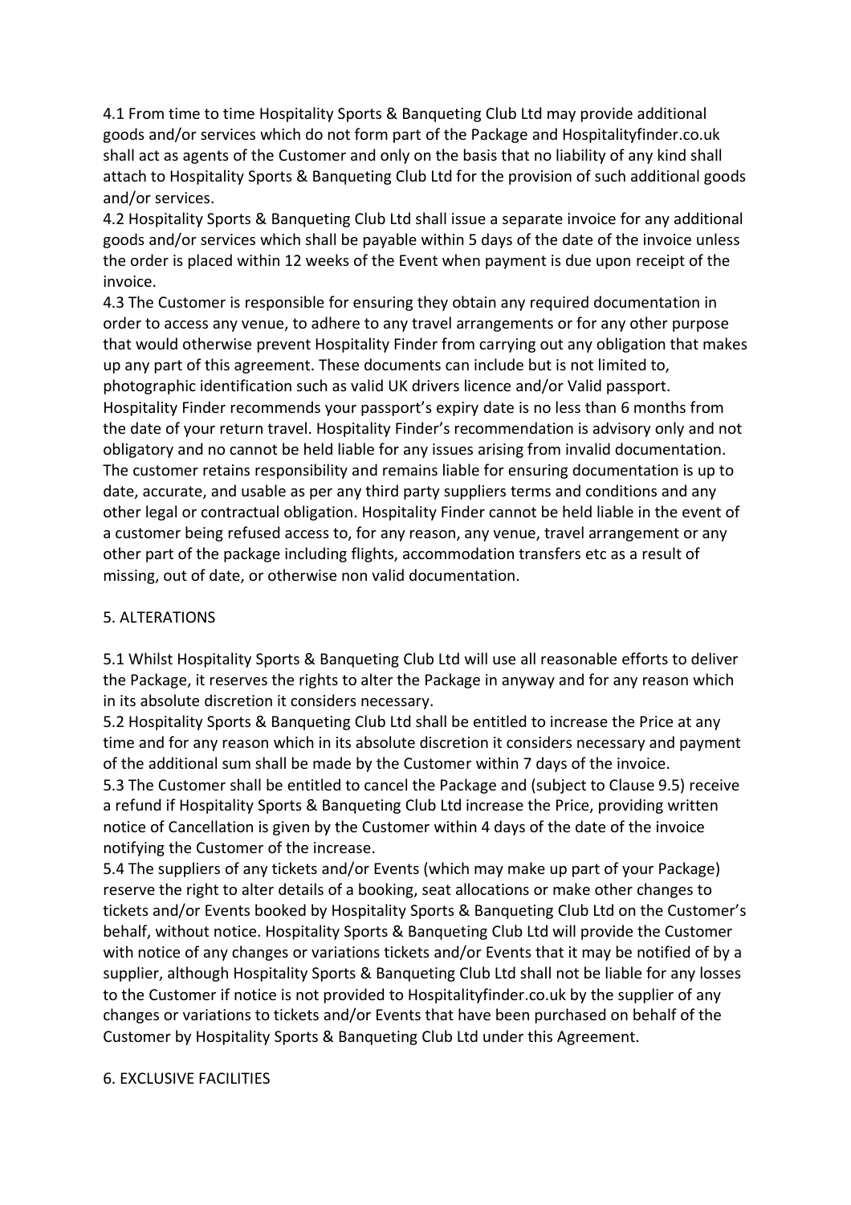4.1 From time to time Hospitality Sports & Banqueting Club Ltd may provide additional goods and/or services which do not form part of the Package and Hospitalityfinder.co.uk shall act as agents of the Customer and only on the basis that no liability of any kind shall attach to Hospitality Sports & Banqueting Club Ltd for the provision of such additional goods and/or services.

4.2 Hospitality Sports & Banqueting Club Ltd shall issue a separate invoice for any additional goods and/or services which shall be payable within 5 days of the date of the invoice unless the order is placed within 12 weeks of the Event when payment is due upon receipt of the invoice.

4.3 The Customer is responsible for ensuring they obtain any required documentation in order to access any venue, to adhere to any travel arrangements or for any other purpose that would otherwise prevent Hospitality Finder from carrying out any obligation that makes up any part of this agreement. These documents can include but is not limited to, photographic identification such as valid UK drivers licence and/or Valid passport. Hospitality Finder recommends your passport's expiry date is no less than 6 months from the date of your return travel. Hospitality Finder's recommendation is advisory only and not obligatory and no cannot be held liable for any issues arising from invalid documentation. The customer retains responsibility and remains liable for ensuring documentation is up to date, accurate, and usable as per any third party suppliers terms and conditions and any other legal or contractual obligation. Hospitality Finder cannot be held liable in the event of a customer being refused access to, for any reason, any venue, travel arrangement or any other part of the package including flights, accommodation transfers etc as a result of missing, out of date, or otherwise non valid documentation.

## 5. ALTERATIONS

5.1 Whilst Hospitality Sports & Banqueting Club Ltd will use all reasonable efforts to deliver the Package, it reserves the rights to alter the Package in anyway and for any reason which in its absolute discretion it considers necessary.

5.2 Hospitality Sports & Banqueting Club Ltd shall be entitled to increase the Price at any time and for any reason which in its absolute discretion it considers necessary and payment of the additional sum shall be made by the Customer within 7 days of the invoice.

5.3 The Customer shall be entitled to cancel the Package and (subject to Clause 9.5) receive a refund if Hospitality Sports & Banqueting Club Ltd increase the Price, providing written notice of Cancellation is given by the Customer within 4 days of the date of the invoice notifying the Customer of the increase.

5.4 The suppliers of any tickets and/or Events (which may make up part of your Package) reserve the right to alter details of a booking, seat allocations or make other changes to tickets and/or Events booked by Hospitality Sports & Banqueting Club Ltd on the Customer's behalf, without notice. Hospitality Sports & Banqueting Club Ltd will provide the Customer with notice of any changes or variations tickets and/or Events that it may be notified of by a supplier, although Hospitality Sports & Banqueting Club Ltd shall not be liable for any losses to the Customer if notice is not provided to Hospitalityfinder.co.uk by the supplier of any changes or variations to tickets and/or Events that have been purchased on behalf of the Customer by Hospitality Sports & Banqueting Club Ltd under this Agreement.

## 6. EXCLUSIVE FACILITIES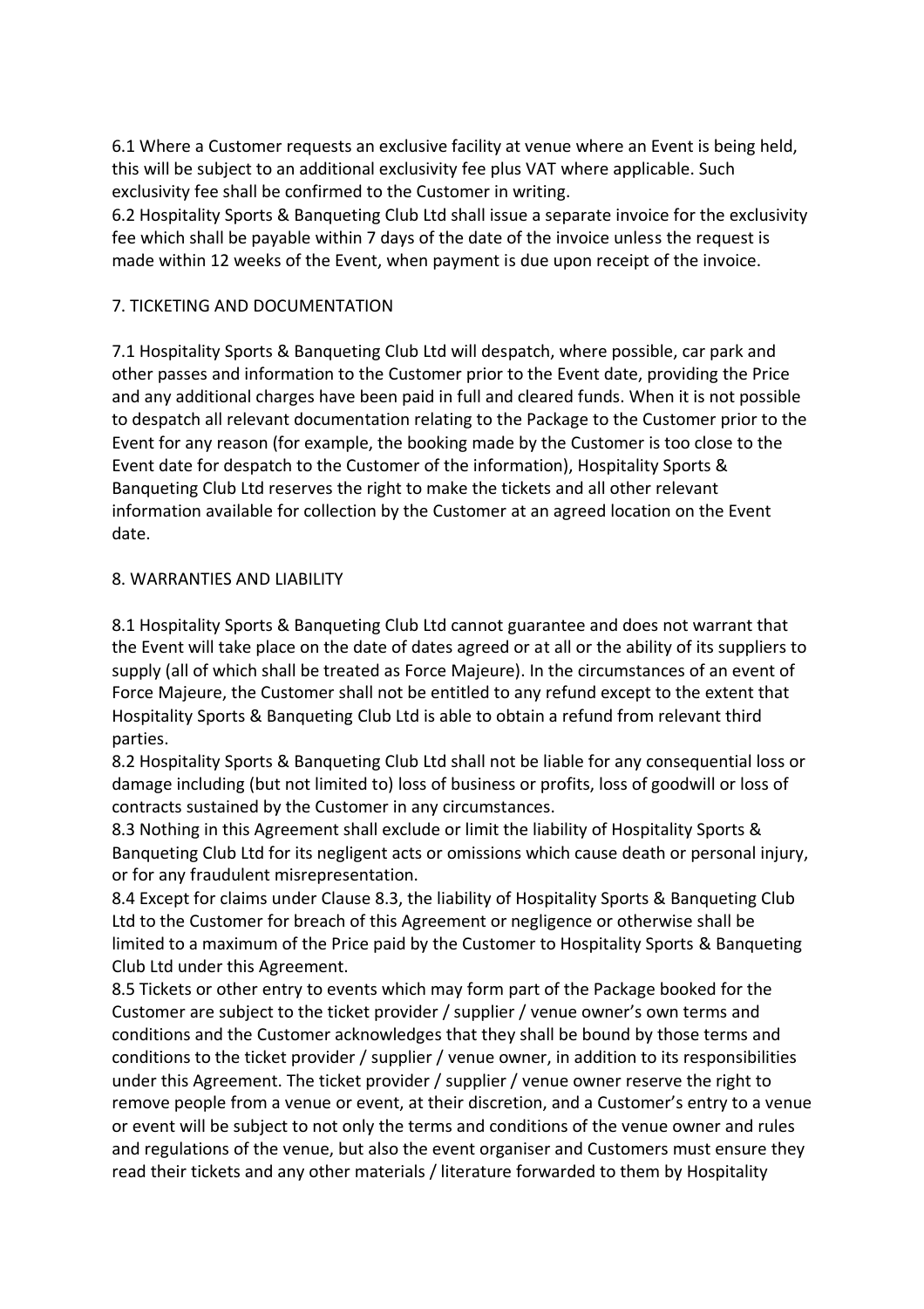6.1 Where a Customer requests an exclusive facility at venue where an Event is being held, this will be subject to an additional exclusivity fee plus VAT where applicable. Such exclusivity fee shall be confirmed to the Customer in writing.
6.2 Hospitality Sports & Banqueting Club Ltd shall issue a separate invoice for the exclusivity fee which shall be payable within 7 days of the date of the invoice unless the request is made within 12 weeks of the Event, when payment is due upon receipt of the invoice.

## 7. TICKETING AND DOCUMENTATION

7.1 Hospitality Sports & Banqueting Club Ltd will despatch, where possible, car park and other passes and information to the Customer prior to the Event date, providing the Price and any additional charges have been paid in full and cleared funds. When it is not possible to despatch all relevant documentation relating to the Package to the Customer prior to the Event for any reason (for example, the booking made by the Customer is too close to the Event date for despatch to the Customer of the information), Hospitality Sports & Banqueting Club Ltd reserves the right to make the tickets and all other relevant information available for collection by the Customer at an agreed location on the Event date.

## 8. WARRANTIES AND LIABILITY

8.1 Hospitality Sports & Banqueting Club Ltd cannot guarantee and does not warrant that the Event will take place on the date of dates agreed or at all or the ability of its suppliers to supply (all of which shall be treated as Force Majeure). In the circumstances of an event of Force Majeure, the Customer shall not be entitled to any refund except to the extent that Hospitality Sports & Banqueting Club Ltd is able to obtain a refund from relevant third parties.
8.2 Hospitality Sports & Banqueting Club Ltd shall not be liable for any consequential loss or damage including (but not limited to) loss of business or profits, loss of goodwill or loss of contracts sustained by the Customer in any circumstances.
8.3 Nothing in this Agreement shall exclude or limit the liability of Hospitality Sports & Banqueting Club Ltd for its negligent acts or omissions which cause death or personal injury, or for any fraudulent misrepresentation.
8.4 Except for claims under Clause 8.3, the liability of Hospitality Sports & Banqueting Club Ltd to the Customer for breach of this Agreement or negligence or otherwise shall be limited to a maximum of the Price paid by the Customer to Hospitality Sports & Banqueting Club Ltd under this Agreement.
8.5 Tickets or other entry to events which may form part of the Package booked for the Customer are subject to the ticket provider / supplier / venue owner's own terms and conditions and the Customer acknowledges that they shall be bound by those terms and conditions to the ticket provider / supplier / venue owner, in addition to its responsibilities under this Agreement. The ticket provider / supplier / venue owner reserve the right to remove people from a venue or event, at their discretion, and a Customer's entry to a venue or event will be subject to not only the terms and conditions of the venue owner and rules and regulations of the venue, but also the event organiser and Customers must ensure they read their tickets and any other materials / literature forwarded to them by Hospitality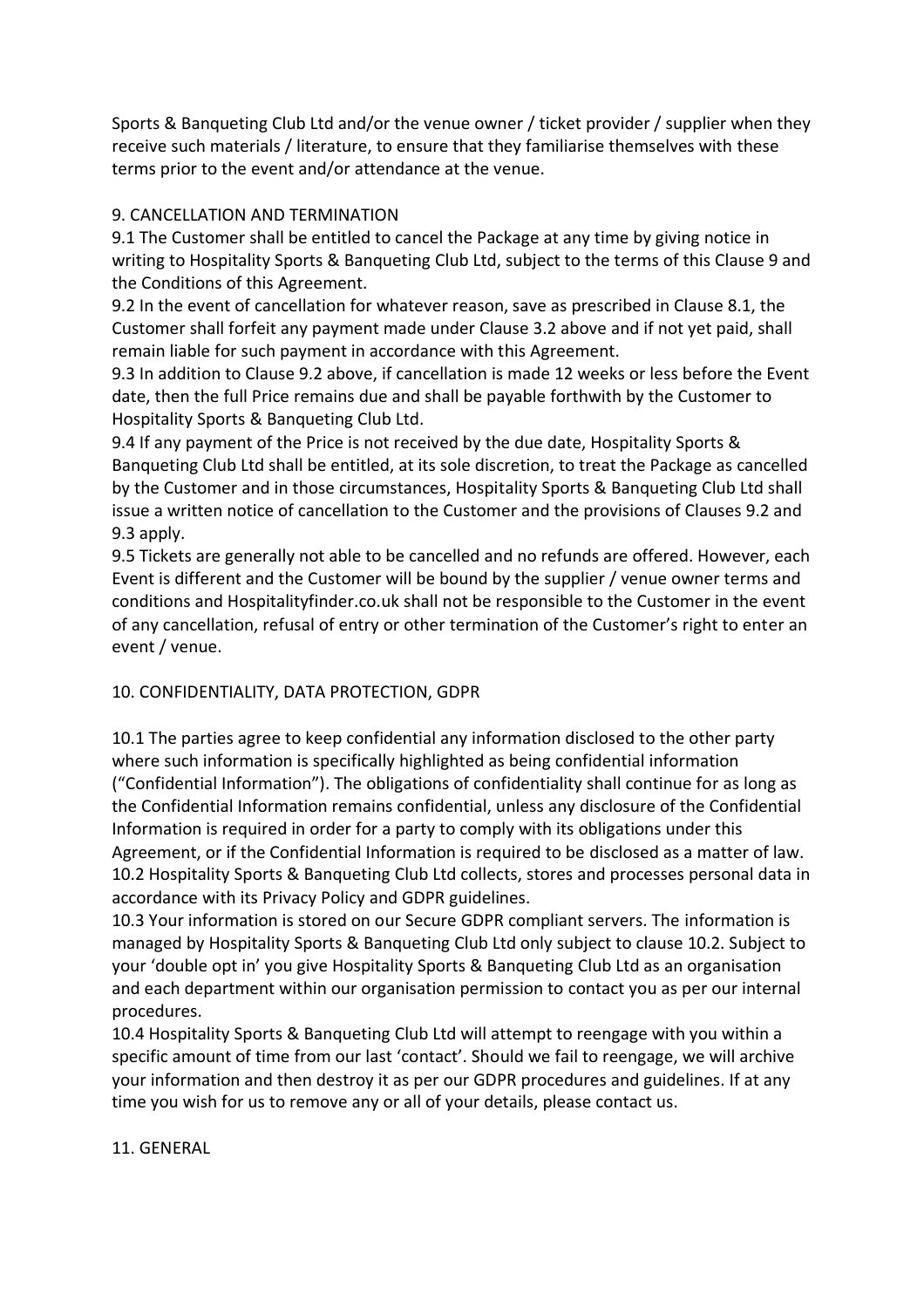Sports & Banqueting Club Ltd and/or the venue owner / ticket provider / supplier when they receive such materials / literature, to ensure that they familiarise themselves with these terms prior to the event and/or attendance at the venue.

## 9. CANCELLATION AND TERMINATION

9.1 The Customer shall be entitled to cancel the Package at any time by giving notice in writing to Hospitality Sports & Banqueting Club Ltd, subject to the terms of this Clause 9 and the Conditions of this Agreement.

9.2 In the event of cancellation for whatever reason, save as prescribed in Clause 8.1, the Customer shall forfeit any payment made under Clause 3.2 above and if not yet paid, shall remain liable for such payment in accordance with this Agreement.

9.3 In addition to Clause 9.2 above, if cancellation is made 12 weeks or less before the Event date, then the full Price remains due and shall be payable forthwith by the Customer to Hospitality Sports & Banqueting Club Ltd.

9.4 If any payment of the Price is not received by the due date, Hospitality Sports & Banqueting Club Ltd shall be entitled, at its sole discretion, to treat the Package as cancelled by the Customer and in those circumstances, Hospitality Sports & Banqueting Club Ltd shall issue a written notice of cancellation to the Customer and the provisions of Clauses 9.2 and 9.3 apply.

9.5 Tickets are generally not able to be cancelled and no refunds are offered. However, each Event is different and the Customer will be bound by the supplier / venue owner terms and conditions and Hospitalityfinder.co.uk shall not be responsible to the Customer in the event of any cancellation, refusal of entry or other termination of the Customer's right to enter an event / venue.

## 10. CONFIDENTIALITY, DATA PROTECTION, GDPR

10.1 The parties agree to keep confidential any information disclosed to the other party where such information is specifically highlighted as being confidential information ("Confidential Information"). The obligations of confidentiality shall continue for as long as the Confidential Information remains confidential, unless any disclosure of the Confidential Information is required in order for a party to comply with its obligations under this Agreement, or if the Confidential Information is required to be disclosed as a matter of law.

10.2 Hospitality Sports & Banqueting Club Ltd collects, stores and processes personal data in accordance with its Privacy Policy and GDPR guidelines.

10.3 Your information is stored on our Secure GDPR compliant servers. The information is managed by Hospitality Sports & Banqueting Club Ltd only subject to clause 10.2. Subject to your 'double opt in' you give Hospitality Sports & Banqueting Club Ltd as an organisation and each department within our organisation permission to contact you as per our internal procedures.

10.4 Hospitality Sports & Banqueting Club Ltd will attempt to reengage with you within a specific amount of time from our last 'contact'. Should we fail to reengage, we will archive your information and then destroy it as per our GDPR procedures and guidelines. If at any time you wish for us to remove any or all of your details, please contact us.

## 11. GENERAL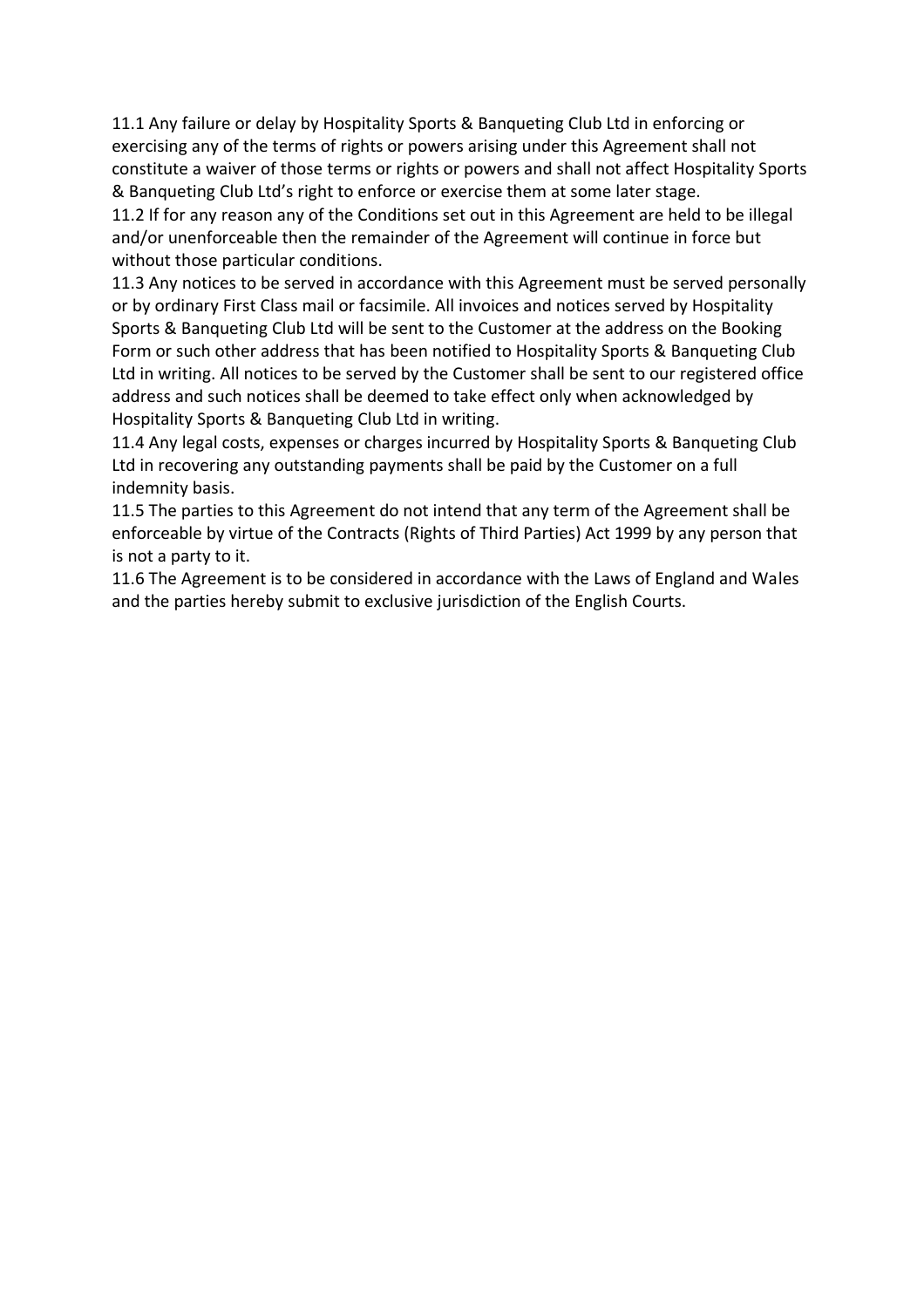11.1 Any failure or delay by Hospitality Sports & Banqueting Club Ltd in enforcing or exercising any of the terms of rights or powers arising under this Agreement shall not constitute a waiver of those terms or rights or powers and shall not affect Hospitality Sports & Banqueting Club Ltd's right to enforce or exercise them at some later stage.

11.2 If for any reason any of the Conditions set out in this Agreement are held to be illegal and/or unenforceable then the remainder of the Agreement will continue in force but without those particular conditions.

11.3 Any notices to be served in accordance with this Agreement must be served personally or by ordinary First Class mail or facsimile. All invoices and notices served by Hospitality Sports & Banqueting Club Ltd will be sent to the Customer at the address on the Booking Form or such other address that has been notified to Hospitality Sports & Banqueting Club Ltd in writing. All notices to be served by the Customer shall be sent to our registered office address and such notices shall be deemed to take effect only when acknowledged by Hospitality Sports & Banqueting Club Ltd in writing.

11.4 Any legal costs, expenses or charges incurred by Hospitality Sports & Banqueting Club Ltd in recovering any outstanding payments shall be paid by the Customer on a full indemnity basis.

11.5 The parties to this Agreement do not intend that any term of the Agreement shall be enforceable by virtue of the Contracts (Rights of Third Parties) Act 1999 by any person that is not a party to it.

11.6 The Agreement is to be considered in accordance with the Laws of England and Wales and the parties hereby submit to exclusive jurisdiction of the English Courts.